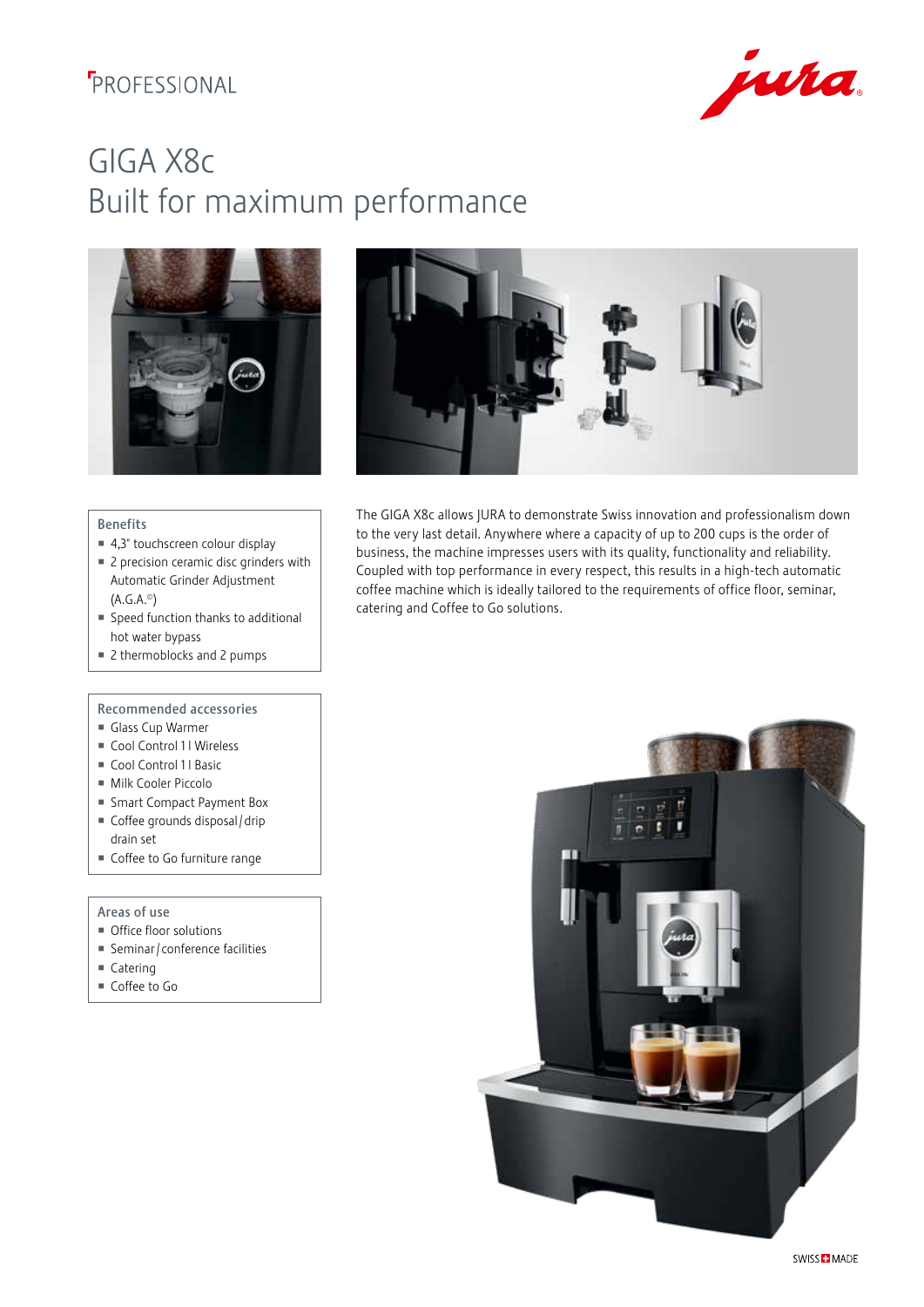PROFESSIONAL

# GIGA X8c
## Built for maximum performance

The GIGA X8c allows JURA to demonstrate Swiss innovation and professionalism down to the very last detail. Anywhere where a capacity of up to 200 cups is the order of business, the machine impresses users with its quality, functionality and reliability. Coupled with top performance in every respect, this results in a high-tech automatic coffee machine which is ideally tailored to the requirements of office floor, seminar, catering and Coffee to Go solutions.

### Benefits

- 4,3" touchscreen colour display
- 2 precision ceramic disc grinders with Automatic Grinder Adjustment (A.G.A.©)
- Speed function thanks to additional hot water bypass
- 2 thermoblocks and 2 pumps

### Recommended accessories

- Glass Cup Warmer
- Cool Control 1 l Wireless
- Cool Control 1 l Basic
- Milk Cooler Piccolo
- Smart Compact Payment Box
- Coffee grounds disposal / drip drain set
- Coffee to Go furniture range

### Areas of use

- Office floor solutions
- Seminar / conference facilities
- Catering
- Coffee to Go

SWISS MADE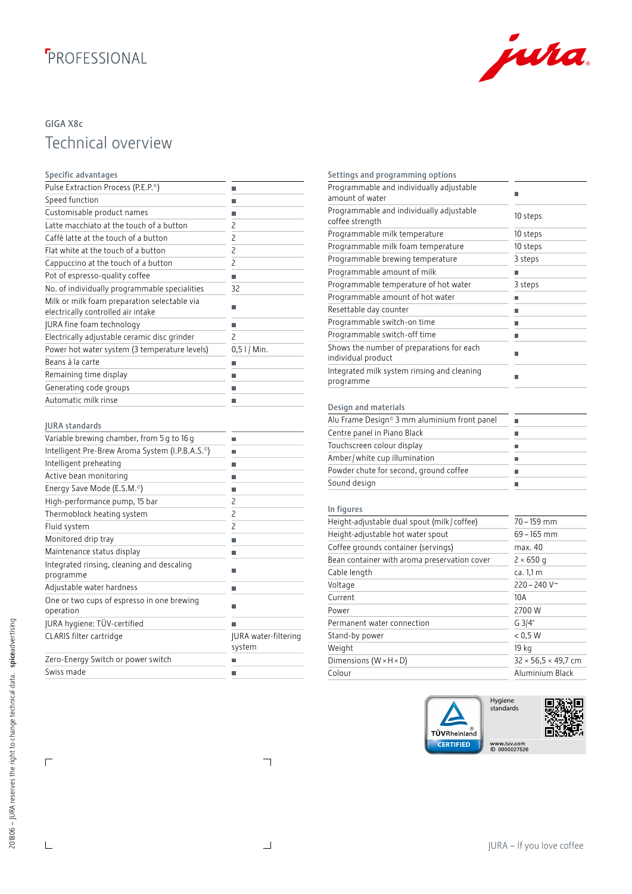PROFESSIONAL

jura

## GIGA X8c

# Technical overview

| Specific advantages | |
|---|---|
| Pulse Extraction Process (P.E.P.®) | ■ |
| Speed function | ■ |
| Customisable product names | ■ |
| Latte macchiato at the touch of a button | 2 |
| Caffè latte at the touch of a button | 2 |
| Flat white at the touch of a button | 2 |
| Cappuccino at the touch of a button | 2 |
| Pot of espresso-quality coffee | ■ |
| No. of individually programmable specialities | 32 |
| Milk or milk foam preparation selectable via electrically controlled air intake | ■ |
| JURA fine foam technology | ■ |
| Electrically adjustable ceramic disc grinder | 2 |
| Power hot water system (3 temperature levels) | 0,5 l / Min. |
| Beans à la carte | ■ |
| Remaining time display | ■ |
| Generating code groups | ■ |
| Automatic milk rinse | ■ |

| JURA standards | |
|---|---|
| Variable brewing chamber, from 5 g to 16 g | ■ |
| Intelligent Pre-Brew Aroma System (I.P.B.A.S.©) | ■ |
| Intelligent preheating | ■ |
| Active bean monitoring | ■ |
| Energy Save Mode (E.S.M.©) | ■ |
| High-performance pump, 15 bar | 2 |
| Thermoblock heating system | 2 |
| Fluid system | 2 |
| Monitored drip tray | ■ |
| Maintenance status display | ■ |
| Integrated rinsing, cleaning and descaling programme | ■ |
| Adjustable water hardness | ■ |
| One or two cups of espresso in one brewing operation | ■ |
| JURA hygiene: TÜV-certified | ■ |
| CLARIS filter cartridge | JURA water-filtering system |
| Zero-Energy Switch or power switch | ■ |
| Swiss made | ■ |

| Settings and programming options | |
|---|---|
| Programmable and individually adjustable amount of water | ■ |
| Programmable and individually adjustable coffee strength | 10 steps |
| Programmable milk temperature | 10 steps |
| Programmable milk foam temperature | 10 steps |
| Programmable brewing temperature | 3 steps |
| Programmable amount of milk | ■ |
| Programmable temperature of hot water | 3 steps |
| Programmable amount of hot water | ■ |
| Resettable day counter | ■ |
| Programmable switch-on time | ■ |
| Programmable switch-off time | ■ |
| Shows the number of preparations for each individual product | ■ |
| Integrated milk system rinsing and cleaning programme | ■ |

| Design and materials | |
|---|---|
| Alu Frame Design© 3 mm aluminium front panel | ■ |
| Centre panel in Piano Black | ■ |
| Touchscreen colour display | ■ |
| Amber / white cup illumination | ■ |
| Powder chute for second, ground coffee | ■ |
| Sound design | ■ |

| In figures | |
|---|---|
| Height-adjustable dual spout (milk / coffee) | 70 – 159 mm |
| Height-adjustable hot water spout | 69 – 165 mm |
| Coffee grounds container (servings) | max. 40 |
| Bean container with aroma preservation cover | 2 × 650 g |
| Cable length | ca. 1,1 m |
| Voltage | 220 – 240 V~ |
| Current | 10A |
| Power | 2700 W |
| Permanent water connection | G 3/4" |
| Stand-by power | < 0,5 W |
| Weight | 19 kg |
| Dimensions (W × H × D) | 32 × 56,5 × 49,7 cm |
| Colour | Aluminium Black |

TÜVRheinland® CERTIFIED

Hygiene standards

www.tuv.com
ID 0000027526

201806 – JURA reserves the right to change technical data. spiceadvertising

JURA – If you love coffee